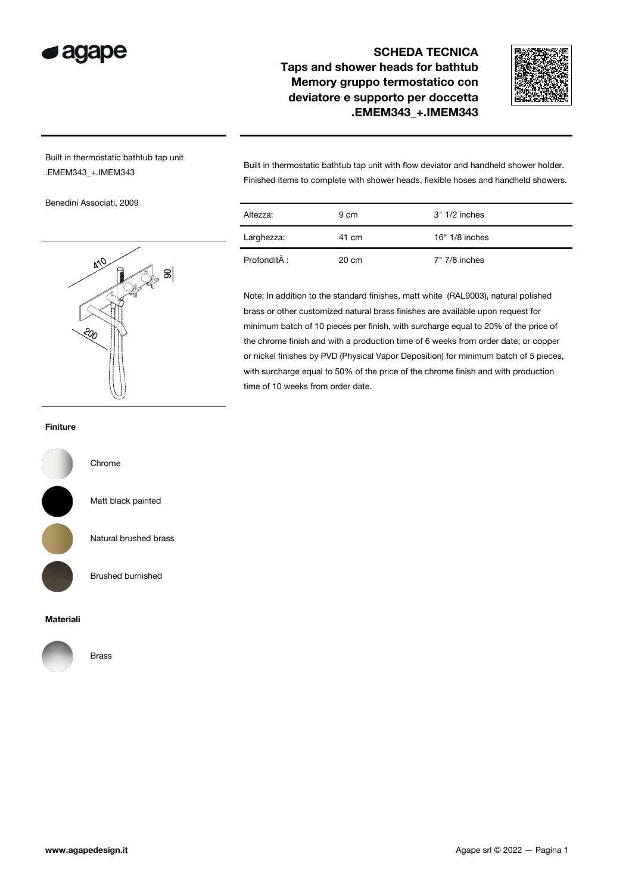# SCHEDA TECNICA

## Taps and shower heads for bathtub
## Memory gruppo termostatico con deviatore e supporto per doccetta
## .EMEM343_+.IMEM343

Built in thermostatic bathtub tap unit
.EMEM343_+.IMEM343

Benedini Associati, 2009

Built in thermostatic bathtub tap unit with flow deviator and handheld shower holder. Finished items to complete with shower heads, flexible hoses and handheld showers.

| Altezza: | 9 cm | 3" 1/2 inches |
|---|---|---|
| Larghezza: | 41 cm | 16" 1/8 inches |
| ProfonditÃ : | 20 cm | 7" 7/8 inches |

Note: In addition to the standard finishes, matt white (RAL9003), natural polished brass or other customized natural brass finishes are available upon request for minimum batch of 10 pieces per finish, with surcharge equal to 20% of the price of the chrome finish and with a production time of 6 weeks from order date; or copper or nickel finishes by PVD (Physical Vapor Deposition) for minimum batch of 5 pieces, with surcharge equal to 50% of the price of the chrome finish and with production time of 10 weeks from order date.

**Finiture**

- Chrome
- Matt black painted
- Natural brushed brass
- Brushed burnished

**Materiali**

- Brass

www.agapedesign.it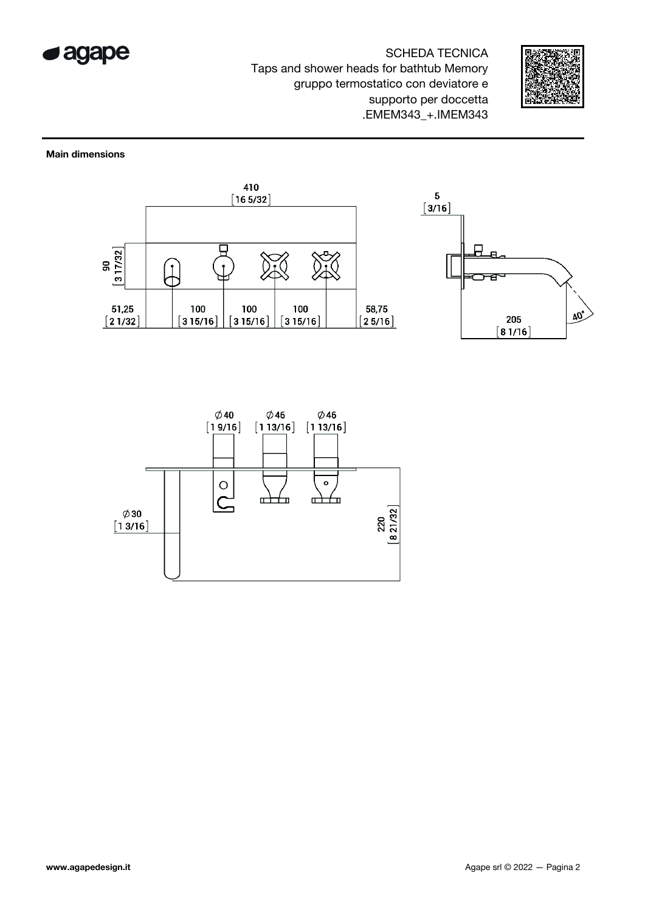SCHEDA TECNICA
Taps and shower heads for bathtub Memory
gruppo termostatico con deviatore e
supporto per doccetta
.EMEM343_+.IMEM343

**Main dimensions**

410
[16 5/32]

90
[3 17/32]

51,25
[2 1/32]

100
[3 15/16]

100
[3 15/16]

100
[3 15/16]

58,75
[2 5/16]

5
[3/16]

205
[8 1/16]

40°

∅40
[1 9/16]

∅46
[1 13/16]

∅46
[1 13/16]

∅30
[1 3/16]

220
[8 21/32]

**www.agapedesign.it**

Agape srl © 2022 — Pagina 2